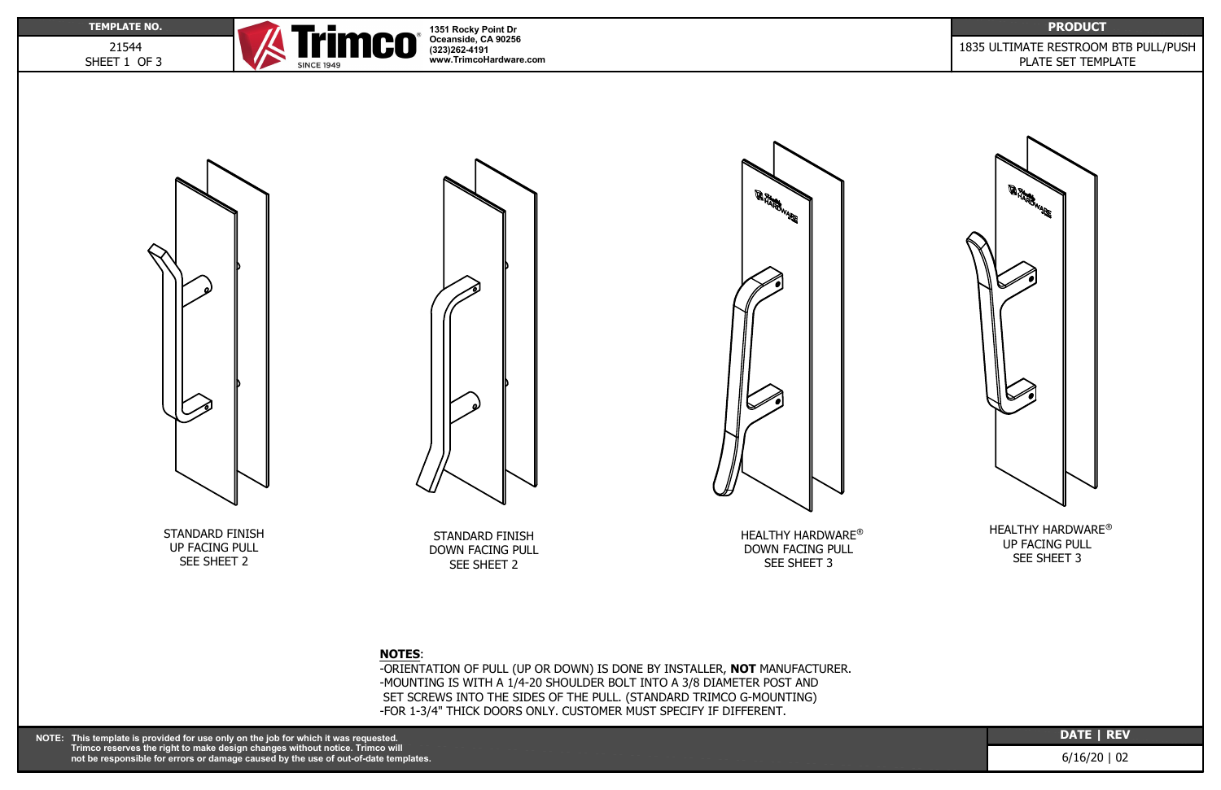| TEMPLATE NO. | PRODUCT |
| --- | --- |
| 21544 SHEET 1 OF 3 | 1835 ULTIMATE RESTROOM BTB PULL/PUSH PLATE SET TEMPLATE |

Trimco® SINCE 1949
1351 Rocky Point Dr
Oceanside, CA 90256
(323)262-4191
www.TrimcoHardware.com

STANDARD FINISH
UP FACING PULL
SEE SHEET 2

STANDARD FINISH
DOWN FACING PULL
SEE SHEET 2

HEALTHY HARDWARE®
DOWN FACING PULL
SEE SHEET 3

HEALTHY HARDWARE®
UP FACING PULL
SEE SHEET 3

**NOTES**:

- ORIENTATION OF PULL (UP OR DOWN) IS DONE BY INSTALLER, **NOT** MANUFACTURER.
- MOUNTING IS WITH A 1/4-20 SHOULDER BOLT INTO A 3/8 DIAMETER POST AND SET SCREWS INTO THE SIDES OF THE PULL. (STANDARD TRIMCO G-MOUNTING)
- FOR 1-3/4" THICK DOORS ONLY. CUSTOMER MUST SPECIFY IF DIFFERENT.

**NOTE: This template is provided for use only on the job for which it was requested. Trimco reserves the right to make design changes without notice. Trimco will not be responsible for errors or damage caused by the use of out-of-date templates.**

| DATE \| REV |
| --- |
| 6/16/20 \| 02 |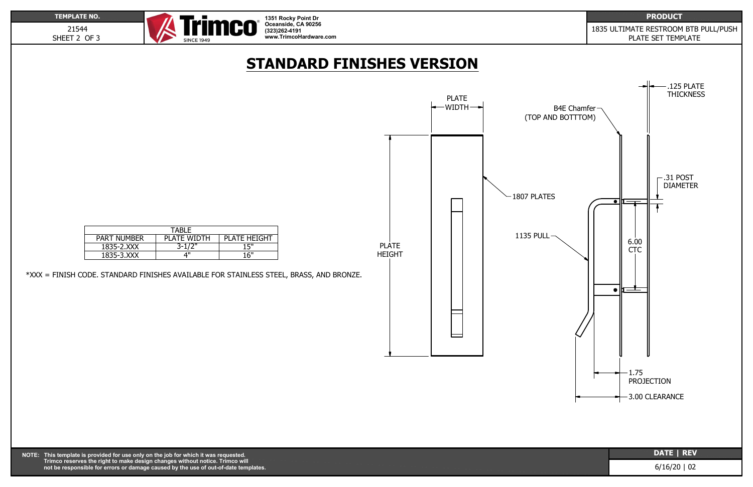| TEMPLATE NO. | PRODUCT |
| --- | --- |
| 21544 SHEET 2 OF 3 | 1835 ULTIMATE RESTROOM BTB PULL/PUSH PLATE SET TEMPLATE |

Trimco SINCE 1949
1351 Rocky Point Dr
Oceanside, CA 90256
(323)262-4191
www.TrimcoHardware.com

# STANDARD FINISHES VERSION

| TABLE | | |
| --- | --- | --- |
| PART NUMBER | PLATE WIDTH | PLATE HEIGHT |
| 1835-2.XXX | 3-1/2" | 15" |
| 1835-3.XXX | 4" | 16" |

*XXX = FINISH CODE. STANDARD FINISHES AVAILABLE FOR STAINLESS STEEL, BRASS, AND BRONZE.

PLATE WIDTH

PLATE HEIGHT

1807 PLATES

1135 PULL

B4E Chamfer (TOP AND BOTTTOM)

.125 PLATE THICKNESS

.31 POST DIAMETER

6.00 CTC

1.75 PROJECTION

3.00 CLEARANCE

**NOTE:** This template is provided for use only on the job for which it was requested. Trimco reserves the right to make design changes without notice. Trimco will not be responsible for errors or damage caused by the use of out-of-date templates.

| DATE \| REV |
| --- |
| 6/16/20 \| 02 |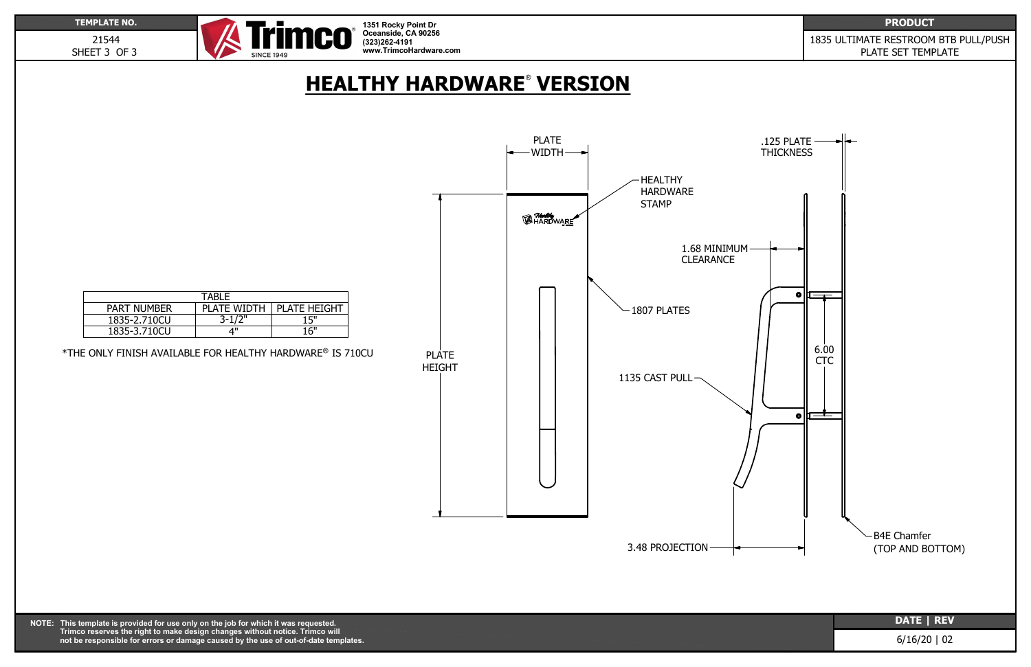| TEMPLATE NO. | PRODUCT |
| --- | --- |
| 21544 SHEET 3 OF 3 | 1835 ULTIMATE RESTROOM BTB PULL/PUSH PLATE SET TEMPLATE |

**Trimco** SINCE 1949

1351 Rocky Point Dr
Oceanside, CA 90256
(323)262-4191
www.TrimcoHardware.com

# HEALTHY HARDWARE® VERSION

| TABLE | | |
| --- | --- | --- |
| PART NUMBER | PLATE WIDTH | PLATE HEIGHT |
| 1835-2.710CU | 3-1/2" | 15" |
| 1835-3.710CU | 4" | 16" |

*THE ONLY FINISH AVAILABLE FOR HEALTHY HARDWARE® IS 710CU

PLATE WIDTH
PLATE HEIGHT
HEALTHY HARDWARE STAMP
1807 PLATES
1135 CAST PULL
.125 PLATE THICKNESS
1.68 MINIMUM CLEARANCE
6.00 CTC
3.48 PROJECTION
B4E Chamfer (TOP AND BOTTOM)

**NOTE:** This template is provided for use only on the job for which it was requested. Trimco reserves the right to make design changes without notice. Trimco will not be responsible for errors or damage caused by the use of out-of-date templates.

| DATE \| REV |
| --- |
| 6/16/20 \| 02 |